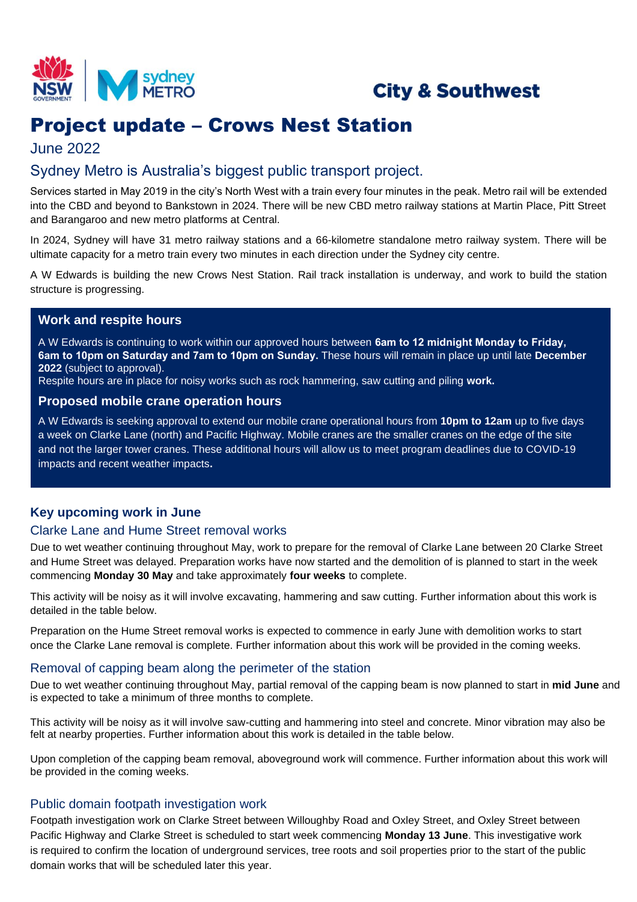City & Southwest

# Project update – Crows Nest Station

June 2022

## Sydney Metro is Australia's biggest public transport project.

Services started in May 2019 in the city's North West with a train every four minutes in the peak. Metro rail will be extended into the CBD and beyond to Bankstown in 2024. There will be new CBD metro railway stations at Martin Place, Pitt Street and Barangaroo and new metro platforms at Central.

In 2024, Sydney will have 31 metro railway stations and a 66-kilometre standalone metro railway system. There will be ultimate capacity for a metro train every two minutes in each direction under the Sydney city centre.

A W Edwards is building the new Crows Nest Station. Rail track installation is underway, and work to build the station structure is progressing.

### Work and respite hours

A W Edwards is continuing to work within our approved hours between **6am to 12 midnight Monday to Friday, 6am to 10pm on Saturday and 7am to 10pm on Sunday.** These hours will remain in place up until late **December 2022** (subject to approval).
Respite hours are in place for noisy works such as rock hammering, saw cutting and piling **work.**

### Proposed mobile crane operation hours

A W Edwards is seeking approval to extend our mobile crane operational hours from **10pm to 12am** up to five days a week on Clarke Lane (north) and Pacific Highway. Mobile cranes are the smaller cranes on the edge of the site and not the larger tower cranes. These additional hours will allow us to meet program deadlines due to COVID-19 impacts and recent weather impacts**.**

### Key upcoming work in June

#### Clarke Lane and Hume Street removal works

Due to wet weather continuing throughout May, work to prepare for the removal of Clarke Lane between 20 Clarke Street and Hume Street was delayed. Preparation works have now started and the demolition of is planned to start in the week commencing **Monday 30 May** and take approximately **four weeks** to complete.

This activity will be noisy as it will involve excavating, hammering and saw cutting. Further information about this work is detailed in the table below.

Preparation on the Hume Street removal works is expected to commence in early June with demolition works to start once the Clarke Lane removal is complete. Further information about this work will be provided in the coming weeks.

#### Removal of capping beam along the perimeter of the station

Due to wet weather continuing throughout May, partial removal of the capping beam is now planned to start in **mid June** and is expected to take a minimum of three months to complete.

This activity will be noisy as it will involve saw-cutting and hammering into steel and concrete. Minor vibration may also be felt at nearby properties. Further information about this work is detailed in the table below.

Upon completion of the capping beam removal, aboveground work will commence. Further information about this work will be provided in the coming weeks.

#### Public domain footpath investigation work

Footpath investigation work on Clarke Street between Willoughby Road and Oxley Street, and Oxley Street between Pacific Highway and Clarke Street is scheduled to start week commencing **Monday 13 June**. This investigative work is required to confirm the location of underground services, tree roots and soil properties prior to the start of the public domain works that will be scheduled later this year.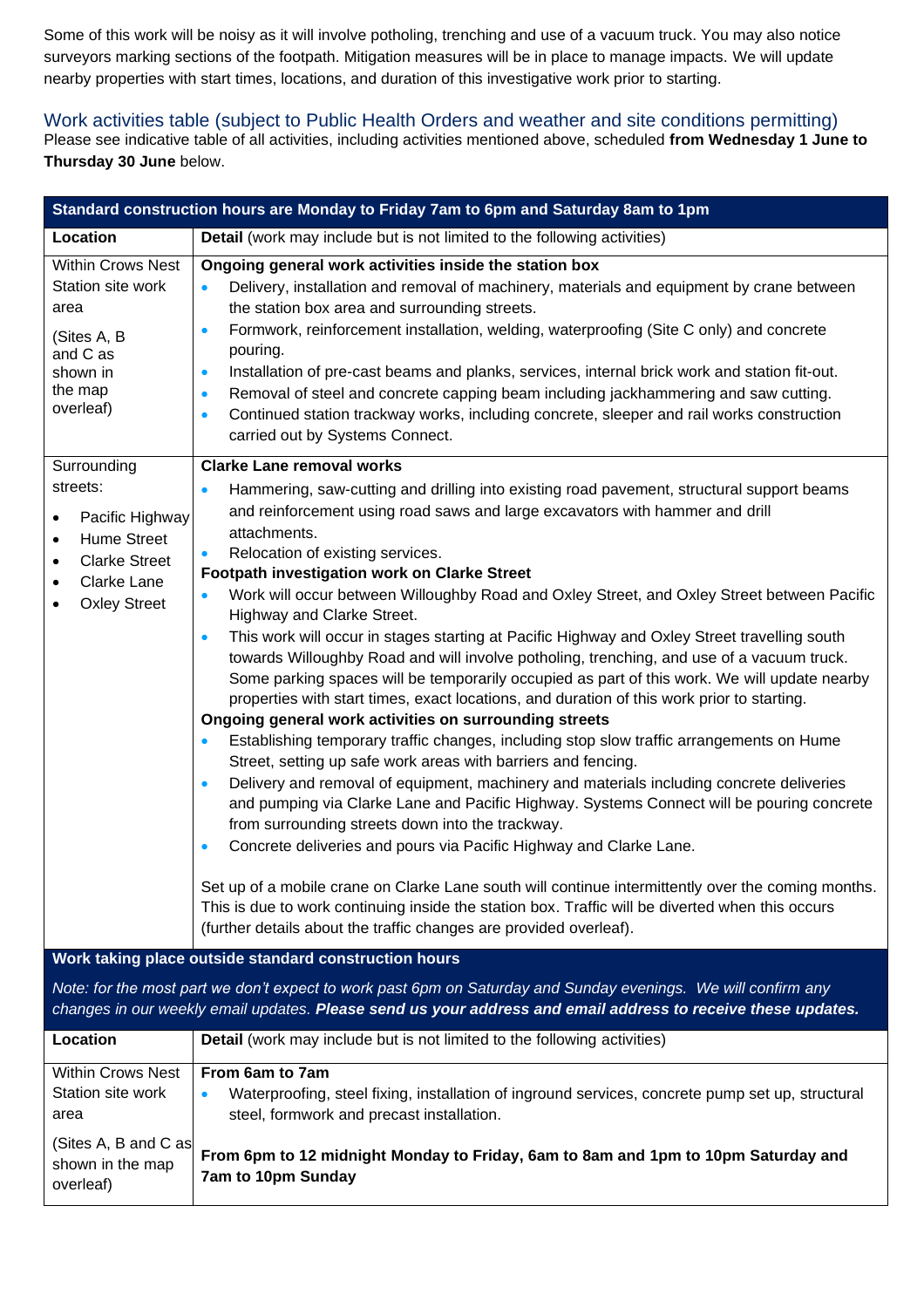Some of this work will be noisy as it will involve potholing, trenching and use of a vacuum truck. You may also notice surveyors marking sections of the footpath. Mitigation measures will be in place to manage impacts. We will update nearby properties with start times, locations, and duration of this investigative work prior to starting.

## Work activities table (subject to Public Health Orders and weather and site conditions permitting)

Please see indicative table of all activities, including activities mentioned above, scheduled **from Wednesday 1 June to Thursday 30 June** below.

| **Standard construction hours are Monday to Friday 7am to 6pm and Saturday 8am to 1pm** | |
|---|---|
| **Location** | **Detail** (work may include but is not limited to the following activities) |
| Within Crows Nest Station site work area<br><br>(Sites A, B and C as shown in the map overleaf) | **Ongoing general work activities inside the station box**<br>• Delivery, installation and removal of machinery, materials and equipment by crane between the station box area and surrounding streets.<br>• Formwork, reinforcement installation, welding, waterproofing (Site C only) and concrete pouring.<br>• Installation of pre-cast beams and planks, services, internal brick work and station fit-out.<br>• Removal of steel and concrete capping beam including jackhammering and saw cutting.<br>• Continued station trackway works, including concrete, sleeper and rail works construction carried out by Systems Connect. |
| Surrounding streets:<br>• Pacific Highway<br>• Hume Street<br>• Clarke Street<br>• Clarke Lane<br>• Oxley Street | **Clarke Lane removal works**<br>• Hammering, saw-cutting and drilling into existing road pavement, structural support beams and reinforcement using road saws and large excavators with hammer and drill attachments.<br>• Relocation of existing services.<br>**Footpath investigation work on Clarke Street**<br>• Work will occur between Willoughby Road and Oxley Street, and Oxley Street between Pacific Highway and Clarke Street.<br>• This work will occur in stages starting at Pacific Highway and Oxley Street travelling south towards Willoughby Road and will involve potholing, trenching, and use of a vacuum truck. Some parking spaces will be temporarily occupied as part of this work. We will update nearby properties with start times, exact locations, and duration of this work prior to starting.<br>**Ongoing general work activities on surrounding streets**<br>• Establishing temporary traffic changes, including stop slow traffic arrangements on Hume Street, setting up safe work areas with barriers and fencing.<br>• Delivery and removal of equipment, machinery and materials including concrete deliveries and pumping via Clarke Lane and Pacific Highway. Systems Connect will be pouring concrete from surrounding streets down into the trackway.<br>• Concrete deliveries and pours via Pacific Highway and Clarke Lane.<br><br>Set up of a mobile crane on Clarke Lane south will continue intermittently over the coming months. This is due to work continuing inside the station box. Traffic will be diverted when this occurs (further details about the traffic changes are provided overleaf). |
| **Work taking place outside standard construction hours**<br><br>*Note: for the most part we don't expect to work past 6pm on Saturday and Sunday evenings. We will confirm any changes in our weekly email updates.* ***Please send us your address and email address to receive these updates.*** | |
| **Location** | **Detail** (work may include but is not limited to the following activities) |
| Within Crows Nest Station site work area<br><br>(Sites A, B and C as shown in the map overleaf) | **From 6am to 7am**<br>• Waterproofing, steel fixing, installation of inground services, concrete pump set up, structural steel, formwork and precast installation.<br><br>**From 6pm to 12 midnight Monday to Friday, 6am to 8am and 1pm to 10pm Saturday and 7am to 10pm Sunday** |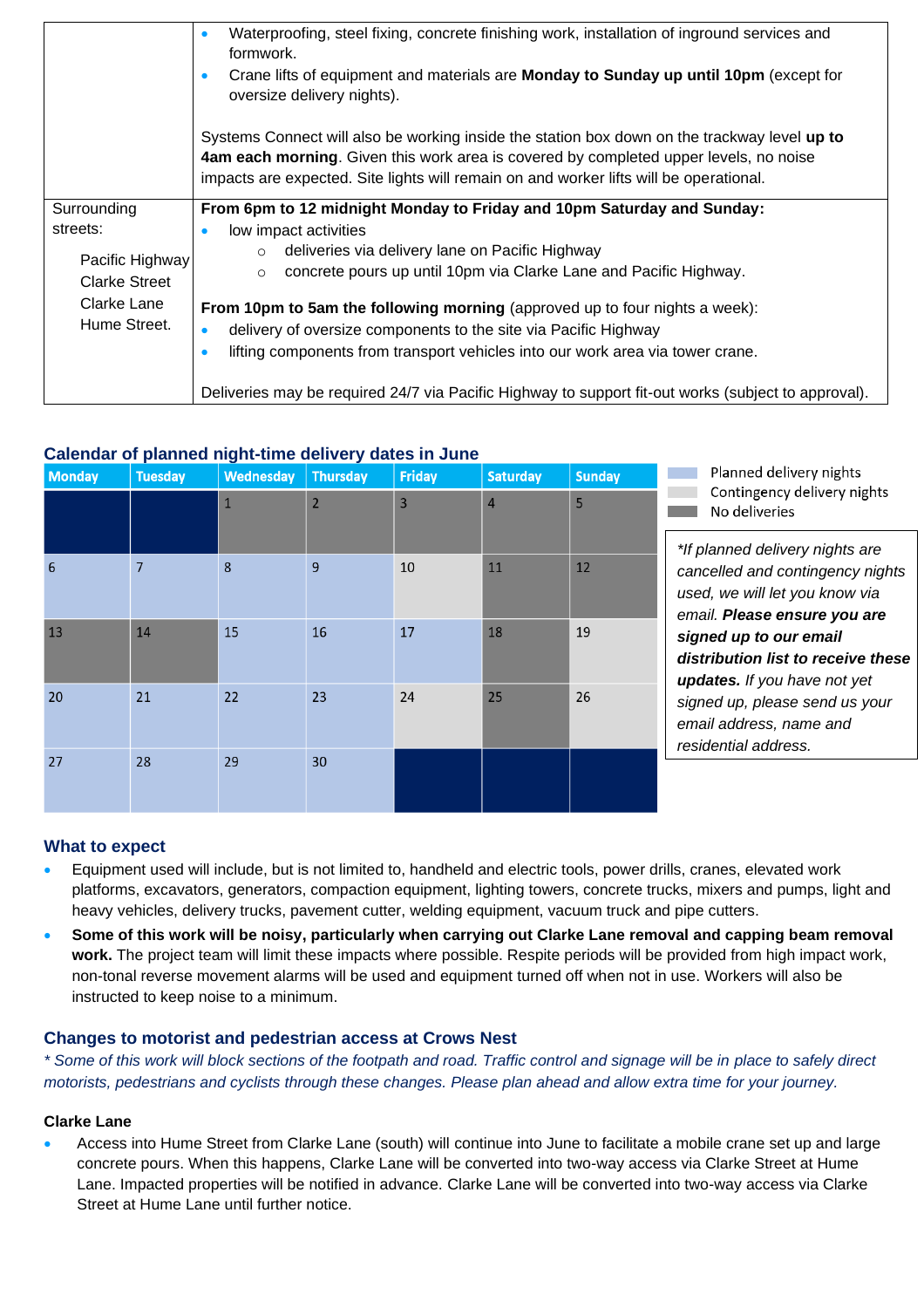| | |
|---|---|
| | • Waterproofing, steel fixing, concrete finishing work, installation of inground services and formwork.<br>• Crane lifts of equipment and materials are **Monday to Sunday up until 10pm** (except for oversize delivery nights).<br><br>Systems Connect will also be working inside the station box down on the trackway level **up to 4am each morning**. Given this work area is covered by completed upper levels, no noise impacts are expected. Site lights will remain on and worker lifts will be operational. |
| Surrounding streets:<br>Pacific Highway<br>Clarke Street<br>Clarke Lane<br>Hume Street. | **From 6pm to 12 midnight Monday to Friday and 10pm Saturday and Sunday:**<br>• low impact activities<br>  ○ deliveries via delivery lane on Pacific Highway<br>  ○ concrete pours up until 10pm via Clarke Lane and Pacific Highway.<br><br>**From 10pm to 5am the following morning** (approved up to four nights a week):<br>• delivery of oversize components to the site via Pacific Highway<br>• lifting components from transport vehicles into our work area via tower crane.<br><br>Deliveries may be required 24/7 via Pacific Highway to support fit-out works (subject to approval). |

## Calendar of planned night-time delivery dates in June

| Monday | Tuesday | Wednesday | Thursday | Friday | Saturday | Sunday |
|---|---|---|---|---|---|---|
| | | 1 (No deliveries) | 2 (No deliveries) | 3 (No deliveries) | 4 (No deliveries) | 5 (No deliveries) |
| 6 (Planned) | 7 (Planned) | 8 (Planned) | 9 (Planned) | 10 (Contingency) | 11 (No deliveries) | 12 (No deliveries) |
| 13 (No deliveries) | 14 (No deliveries) | 15 (Planned) | 16 (Planned) | 17 (Planned) | 18 (No deliveries) | 19 (Contingency) |
| 20 (Planned) | 21 (Planned) | 22 (Planned) | 23 (Planned) | 24 (Contingency) | 25 (No deliveries) | 26 (Contingency) |
| 27 (Planned) | 28 (Planned) | 29 (Planned) | 30 (Planned) | | | |

Planned delivery nights
Contingency delivery nights
No deliveries

*\*If planned delivery nights are cancelled and contingency nights used, we will let you know via email.* ***Please ensure you are signed up to our email distribution list to receive these updates.*** *If you have not yet signed up, please send us your email address, name and residential address.*

### What to expect

- Equipment used will include, but is not limited to, handheld and electric tools, power drills, cranes, elevated work platforms, excavators, generators, compaction equipment, lighting towers, concrete trucks, mixers and pumps, light and heavy vehicles, delivery trucks, pavement cutter, welding equipment, vacuum truck and pipe cutters.
- **Some of this work will be noisy, particularly when carrying out Clarke Lane removal and capping beam removal work.** The project team will limit these impacts where possible. Respite periods will be provided from high impact work, non-tonal reverse movement alarms will be used and equipment turned off when not in use. Workers will also be instructed to keep noise to a minimum.

### Changes to motorist and pedestrian access at Crows Nest

*\* Some of this work will block sections of the footpath and road. Traffic control and signage will be in place to safely direct motorists, pedestrians and cyclists through these changes. Please plan ahead and allow extra time for your journey.*

**Clarke Lane**

- Access into Hume Street from Clarke Lane (south) will continue into June to facilitate a mobile crane set up and large concrete pours. When this happens, Clarke Lane will be converted into two-way access via Clarke Street at Hume Lane. Impacted properties will be notified in advance. Clarke Lane will be converted into two-way access via Clarke Street at Hume Lane until further notice.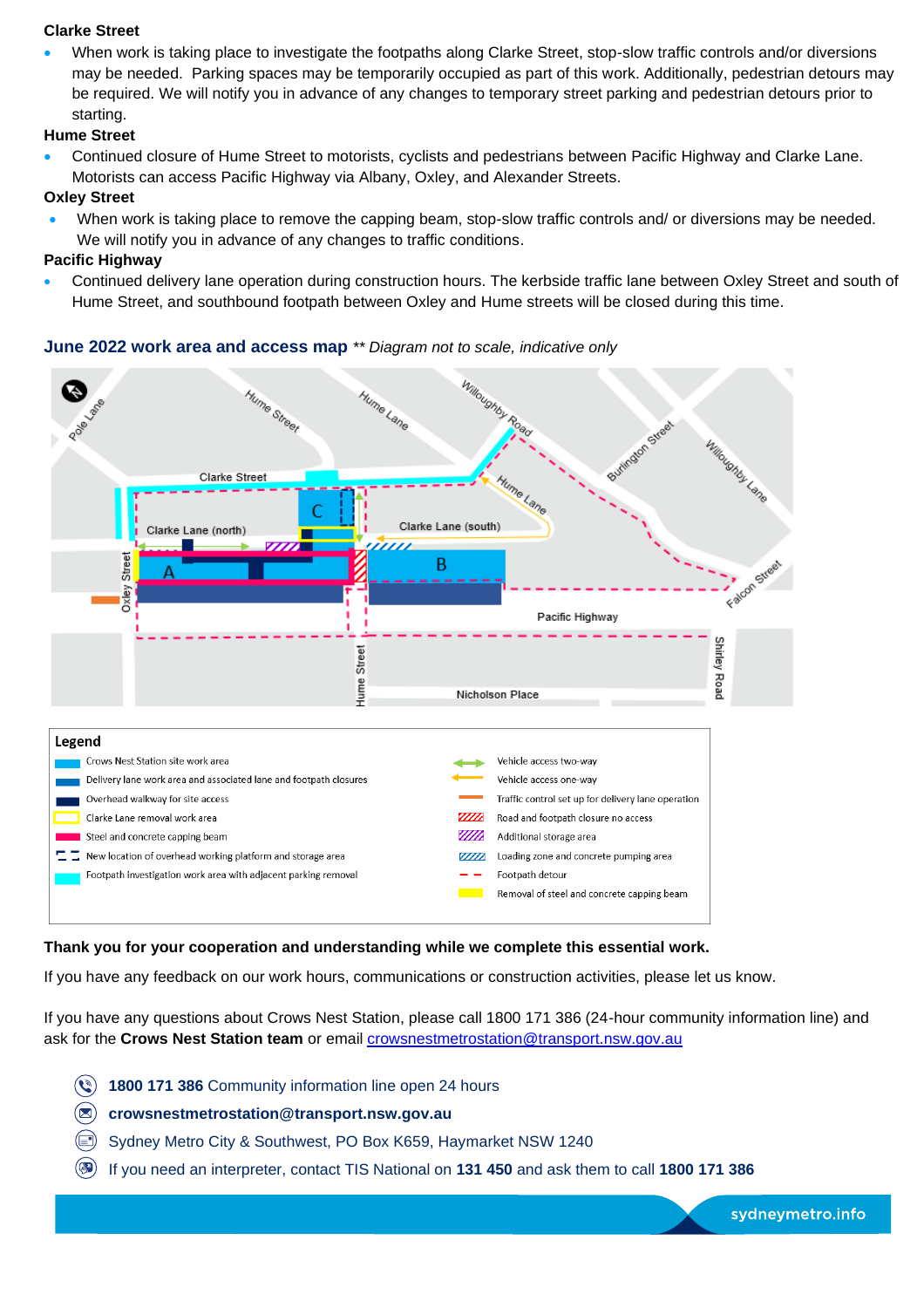**Clarke Street**

- When work is taking place to investigate the footpaths along Clarke Street, stop-slow traffic controls and/or diversions may be needed. Parking spaces may be temporarily occupied as part of this work. Additionally, pedestrian detours may be required. We will notify you in advance of any changes to temporary street parking and pedestrian detours prior to starting.

**Hume Street**

- Continued closure of Hume Street to motorists, cyclists and pedestrians between Pacific Highway and Clarke Lane. Motorists can access Pacific Highway via Albany, Oxley, and Alexander Streets.

**Oxley Street**

- When work is taking place to remove the capping beam, stop-slow traffic controls and/ or diversions may be needed. We will notify you in advance of any changes to traffic conditions.

**Pacific Highway**

- Continued delivery lane operation during construction hours. The kerbside traffic lane between Oxley Street and south of Hume Street, and southbound footpath between Oxley and Hume streets will be closed during this time.

## June 2022 work area and access map *** Diagram not to scale, indicative only*

Pole Lane
Hume Street
Hume Lane
Willoughby Road
Burlington Street
Willoughby Lane
Clarke Street
Clarke Lane (north)
Clarke Lane (south)
Hume Lane
Oxley Street
A
B
C
Falcon Street
Pacific Highway
Hume Street
Nicholson Place
Shirley Road

Legend

Crows Nest Station site work area
Delivery lane work area and associated lane and footpath closures
Overhead walkway for site access
Clarke Lane removal work area
Steel and concrete capping beam
New location of overhead working platform and storage area
Footpath investigation work area with adjacent parking removal
Vehicle access two-way
Vehicle access one-way
Traffic control set up for delivery lane operation
Road and footpath closure no access
Additional storage area
Loading zone and concrete pumping area
Footpath detour
Removal of steel and concrete capping beam

**Thank you for your cooperation and understanding while we complete this essential work.**

If you have any feedback on our work hours, communications or construction activities, please let us know.

If you have any questions about Crows Nest Station, please call 1800 171 386 (24-hour community information line) and ask for the **Crows Nest Station team** or email crowsnestmetrostation@transport.nsw.gov.au

**1800 171 386** Community information line open 24 hours

**crowsnestmetrostation@transport.nsw.gov.au**

Sydney Metro City & Southwest, PO Box K659, Haymarket NSW 1240

If you need an interpreter, contact TIS National on **131 450** and ask them to call **1800 171 386**

sydneymetro.info